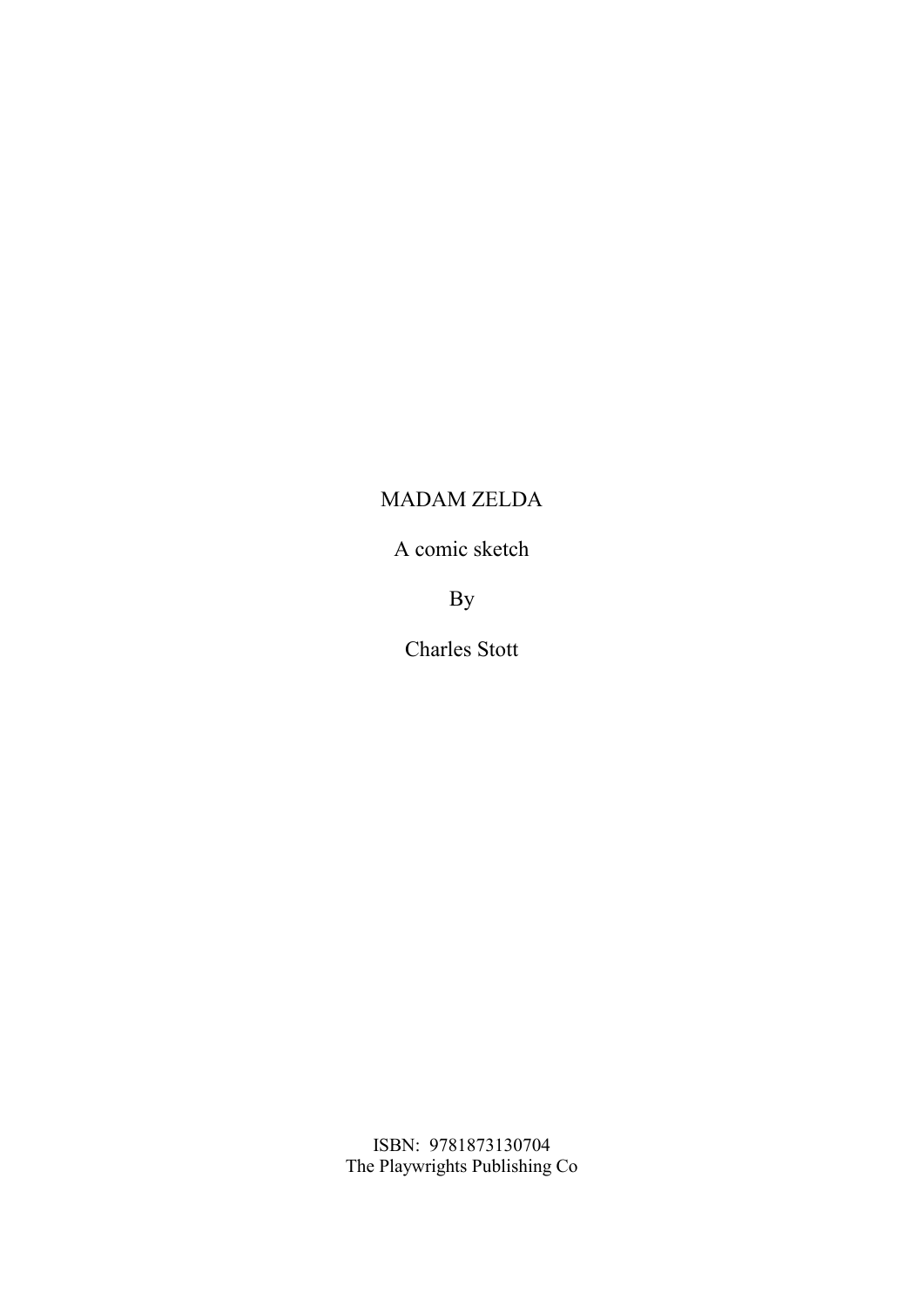# MADAM ZELDA

A comic sketch

By

Charles Stott

ISBN: 9781873130704
The Playwrights Publishing Co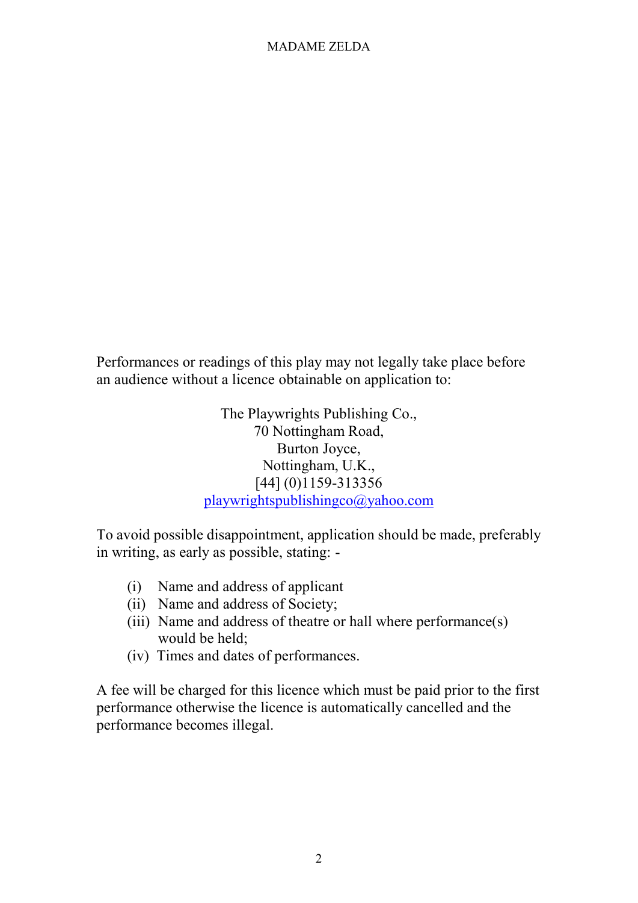Performances or readings of this play may not legally take place before an audience without a licence obtainable on application to:

The Playwrights Publishing Co.,
70 Nottingham Road,
Burton Joyce,
Nottingham, U.K.,
[44] (0)1159-313356
playwrightspublishingco@yahoo.com

To avoid possible disappointment, application should be made, preferably in writing, as early as possible, stating: -

(i) Name and address of applicant
(ii) Name and address of Society;
(iii) Name and address of theatre or hall where performance(s) would be held;
(iv) Times and dates of performances.

A fee will be charged for this licence which must be paid prior to the first performance otherwise the licence is automatically cancelled and the performance becomes illegal.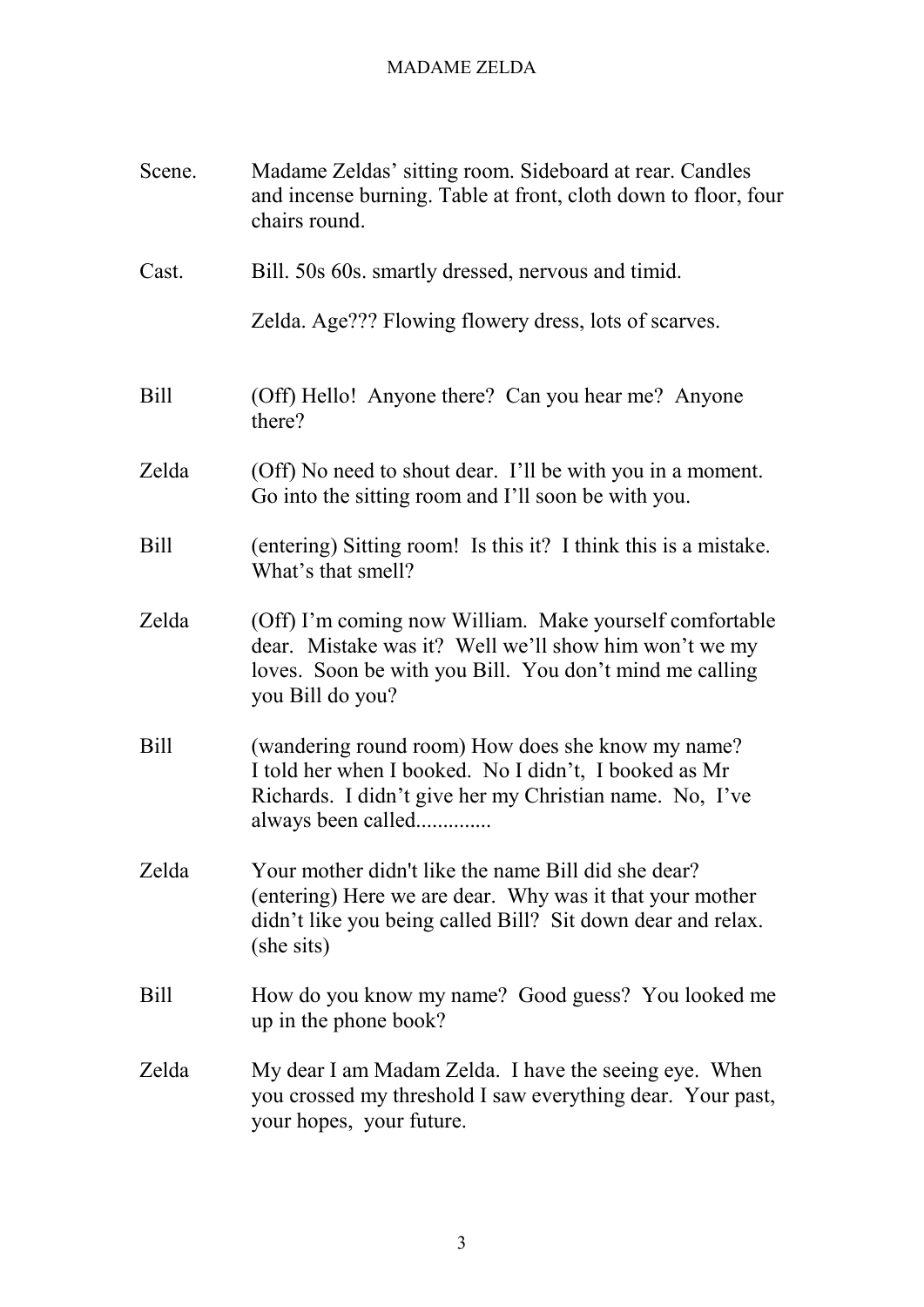**Scene.** Madame Zeldas' sitting room. Sideboard at rear. Candles and incense burning. Table at front, cloth down to floor, four chairs round.

**Cast.** Bill. 50s 60s. smartly dressed, nervous and timid.

Zelda. Age??? Flowing flowery dress, lots of scarves.

**Bill** (Off) Hello! Anyone there? Can you hear me? Anyone there?

**Zelda** (Off) No need to shout dear. I'll be with you in a moment. Go into the sitting room and I'll soon be with you.

**Bill** (entering) Sitting room! Is this it? I think this is a mistake. What's that smell?

**Zelda** (Off) I'm coming now William. Make yourself comfortable dear. Mistake was it? Well we'll show him won't we my loves. Soon be with you Bill. You don't mind me calling you Bill do you?

**Bill** (wandering round room) How does she know my name? I told her when I booked. No I didn't, I booked as Mr Richards. I didn't give her my Christian name. No, I've always been called..............

**Zelda** Your mother didn't like the name Bill did she dear? (entering) Here we are dear. Why was it that your mother didn't like you being called Bill? Sit down dear and relax. (she sits)

**Bill** How do you know my name? Good guess? You looked me up in the phone book?

**Zelda** My dear I am Madam Zelda. I have the seeing eye. When you crossed my threshold I saw everything dear. Your past, your hopes, your future.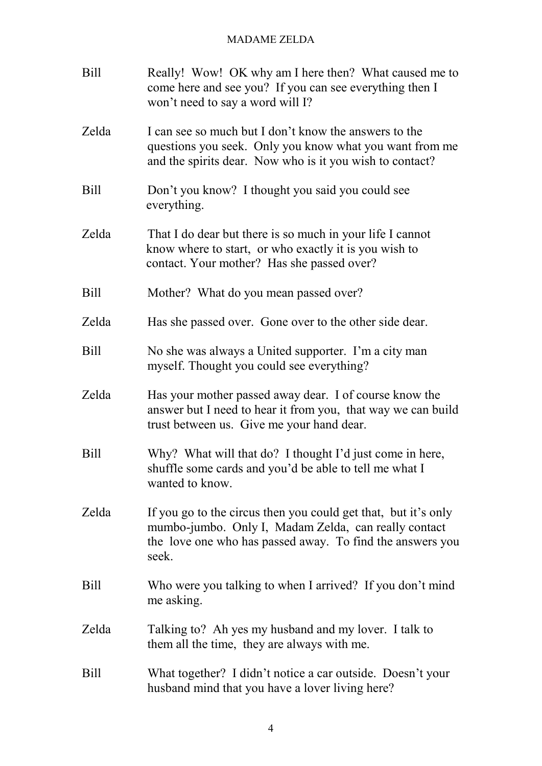**Bill** Really! Wow! OK why am I here then? What caused me to come here and see you? If you can see everything then I won't need to say a word will I?

**Zelda** I can see so much but I don't know the answers to the questions you seek. Only you know what you want from me and the spirits dear. Now who is it you wish to contact?

**Bill** Don't you know? I thought you said you could see everything.

**Zelda** That I do dear but there is so much in your life I cannot know where to start, or who exactly it is you wish to contact. Your mother? Has she passed over?

**Bill** Mother? What do you mean passed over?

**Zelda** Has she passed over. Gone over to the other side dear.

**Bill** No she was always a United supporter. I'm a city man myself. Thought you could see everything?

**Zelda** Has your mother passed away dear. I of course know the answer but I need to hear it from you, that way we can build trust between us. Give me your hand dear.

**Bill** Why? What will that do? I thought I'd just come in here, shuffle some cards and you'd be able to tell me what I wanted to know.

**Zelda** If you go to the circus then you could get that, but it's only mumbo-jumbo. Only I, Madam Zelda, can really contact the love one who has passed away. To find the answers you seek.

**Bill** Who were you talking to when I arrived? If you don't mind me asking.

**Zelda** Talking to? Ah yes my husband and my lover. I talk to them all the time, they are always with me.

**Bill** What together? I didn't notice a car outside. Doesn't your husband mind that you have a lover living here?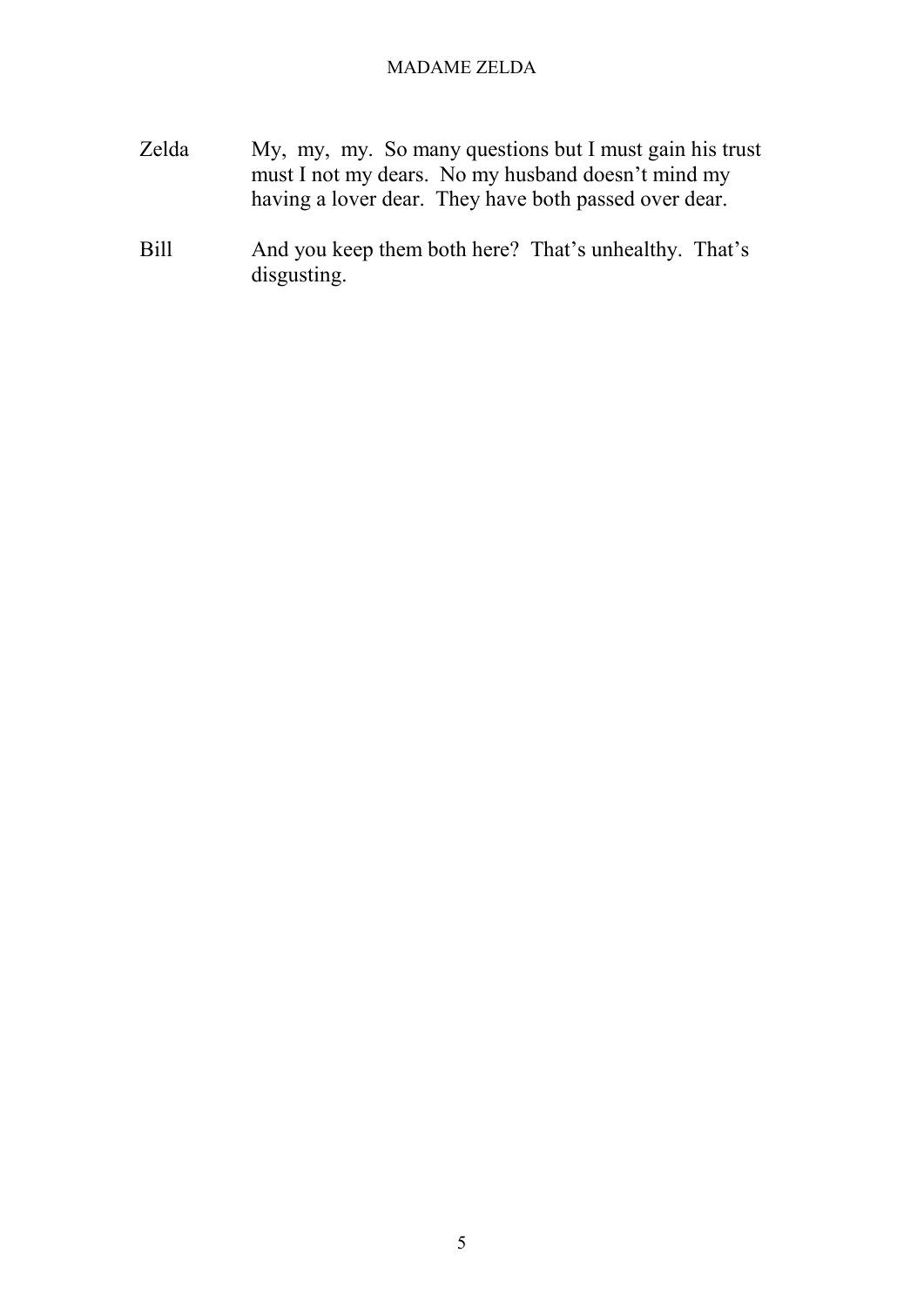Zelda My, my, my. So many questions but I must gain his trust must I not my dears. No my husband doesn't mind my having a lover dear. They have both passed over dear.

Bill And you keep them both here? That's unhealthy. That's disgusting.